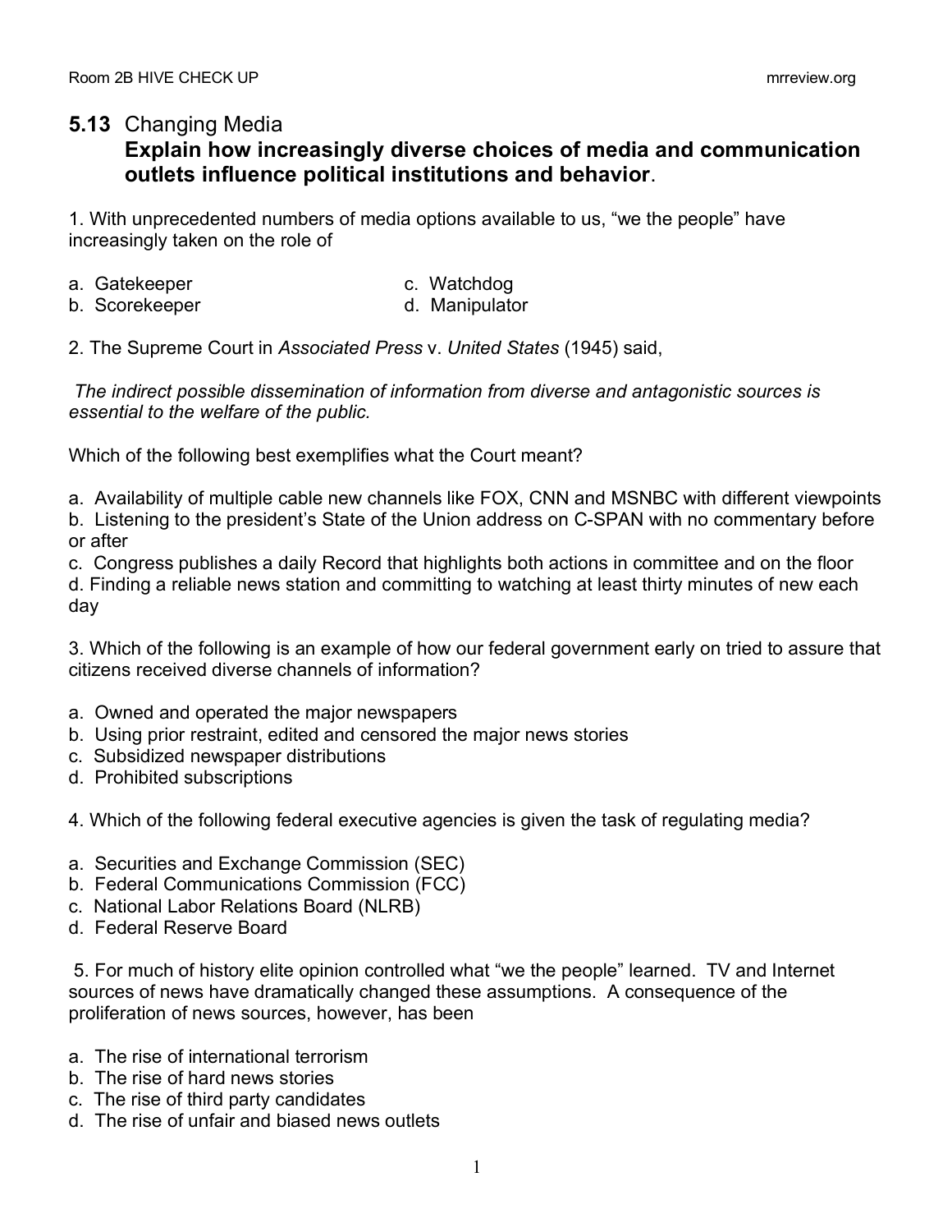## 5.13 Changing Media

**Explain how increasingly diverse choices of media and communication outlets influence political institutions and behavior**.

1. With unprecedented numbers of media options available to us, "we the people" have increasingly taken on the role of

a. Gatekeeper
b. Scorekeeper
c. Watchdog
d. Manipulator

2. The Supreme Court in *Associated Press* v. *United States* (1945) said,

*The indirect possible dissemination of information from diverse and antagonistic sources is essential to the welfare of the public.*

Which of the following best exemplifies what the Court meant?

a. Availability of multiple cable new channels like FOX, CNN and MSNBC with different viewpoints
b. Listening to the president's State of the Union address on C-SPAN with no commentary before or after
c. Congress publishes a daily Record that highlights both actions in committee and on the floor
d. Finding a reliable news station and committing to watching at least thirty minutes of new each day

3. Which of the following is an example of how our federal government early on tried to assure that citizens received diverse channels of information?

a. Owned and operated the major newspapers
b. Using prior restraint, edited and censored the major news stories
c. Subsidized newspaper distributions
d. Prohibited subscriptions

4. Which of the following federal executive agencies is given the task of regulating media?

a. Securities and Exchange Commission (SEC)
b. Federal Communications Commission (FCC)
c. National Labor Relations Board (NLRB)
d. Federal Reserve Board

5. For much of history elite opinion controlled what "we the people" learned. TV and Internet sources of news have dramatically changed these assumptions. A consequence of the proliferation of news sources, however, has been

a. The rise of international terrorism
b. The rise of hard news stories
c. The rise of third party candidates
d. The rise of unfair and biased news outlets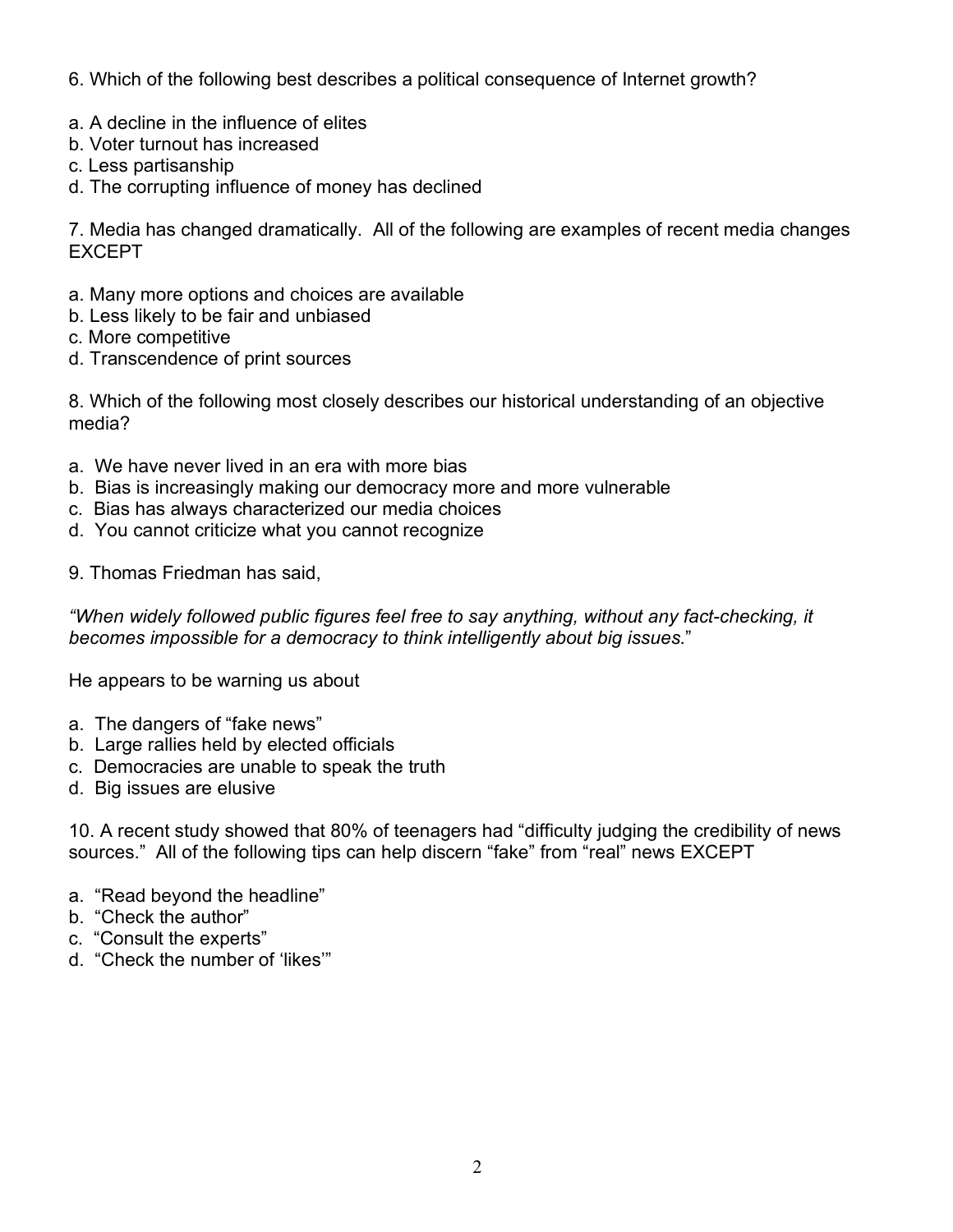6. Which of the following best describes a political consequence of Internet growth?

a. A decline in the influence of elites
b. Voter turnout has increased
c. Less partisanship
d. The corrupting influence of money has declined

7. Media has changed dramatically. All of the following are examples of recent media changes EXCEPT

a. Many more options and choices are available
b. Less likely to be fair and unbiased
c. More competitive
d. Transcendence of print sources

8. Which of the following most closely describes our historical understanding of an objective media?

a. We have never lived in an era with more bias
b. Bias is increasingly making our democracy more and more vulnerable
c. Bias has always characterized our media choices
d. You cannot criticize what you cannot recognize

9. Thomas Friedman has said,

*"When widely followed public figures feel free to say anything, without any fact-checking, it becomes impossible for a democracy to think intelligently about big issues.*"

He appears to be warning us about

a. The dangers of "fake news"
b. Large rallies held by elected officials
c. Democracies are unable to speak the truth
d. Big issues are elusive

10. A recent study showed that 80% of teenagers had "difficulty judging the credibility of news sources." All of the following tips can help discern "fake" from "real" news EXCEPT

a. "Read beyond the headline"
b. "Check the author"
c. "Consult the experts"
d. "Check the number of 'likes'"